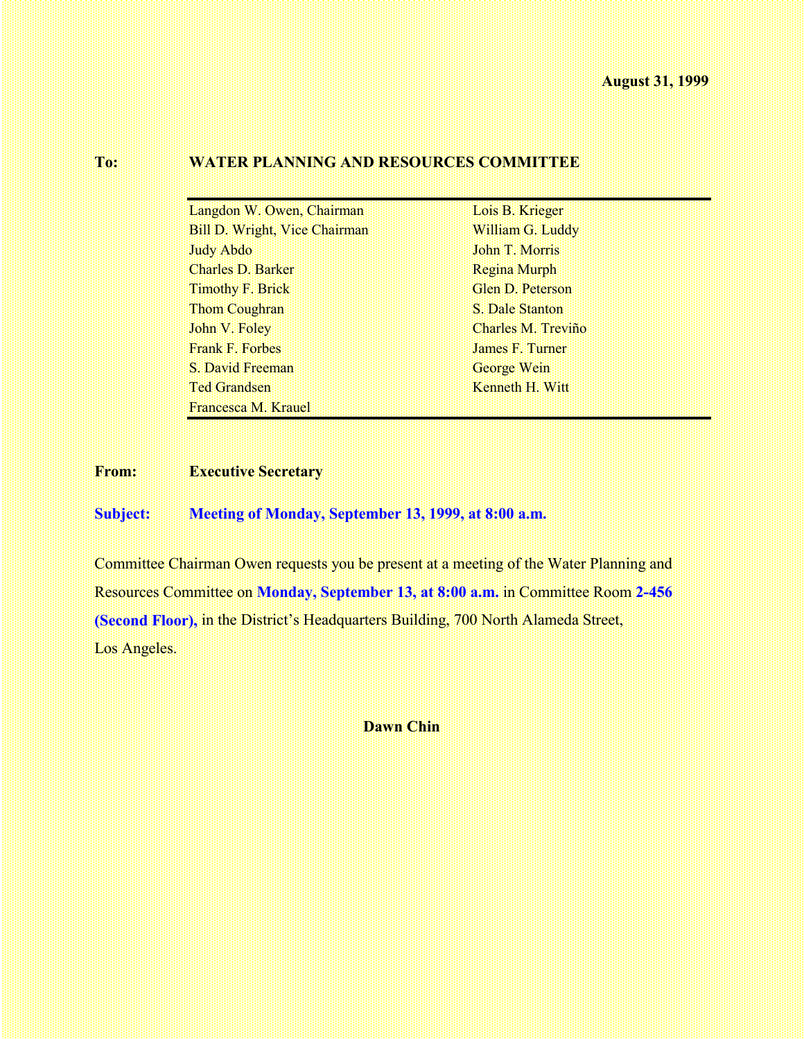**August 31, 1999**

**To:** **WATER PLANNING AND RESOURCES COMMITTEE**

| | |
|---|---|
| Langdon W. Owen, Chairman | Lois B. Krieger |
| Bill D. Wright, Vice Chairman | William G. Luddy |
| Judy Abdo | John T. Morris |
| Charles D. Barker | Regina Murph |
| Timothy F. Brick | Glen D. Peterson |
| Thom Coughran | S. Dale Stanton |
| John V. Foley | Charles M. Treviño |
| Frank F. Forbes | James F. Turner |
| S. David Freeman | George Wein |
| Ted Grandsen | Kenneth H. Witt |
| Francesca M. Krauel | |

**From:** **Executive Secretary**

**Subject:** **Meeting of Monday, September 13, 1999, at 8:00 a.m.**

Committee Chairman Owen requests you be present at a meeting of the Water Planning and Resources Committee on **Monday, September 13, at 8:00 a.m.** in Committee Room **2-456 (Second Floor),** in the District's Headquarters Building, 700 North Alameda Street, Los Angeles.

**Dawn Chin**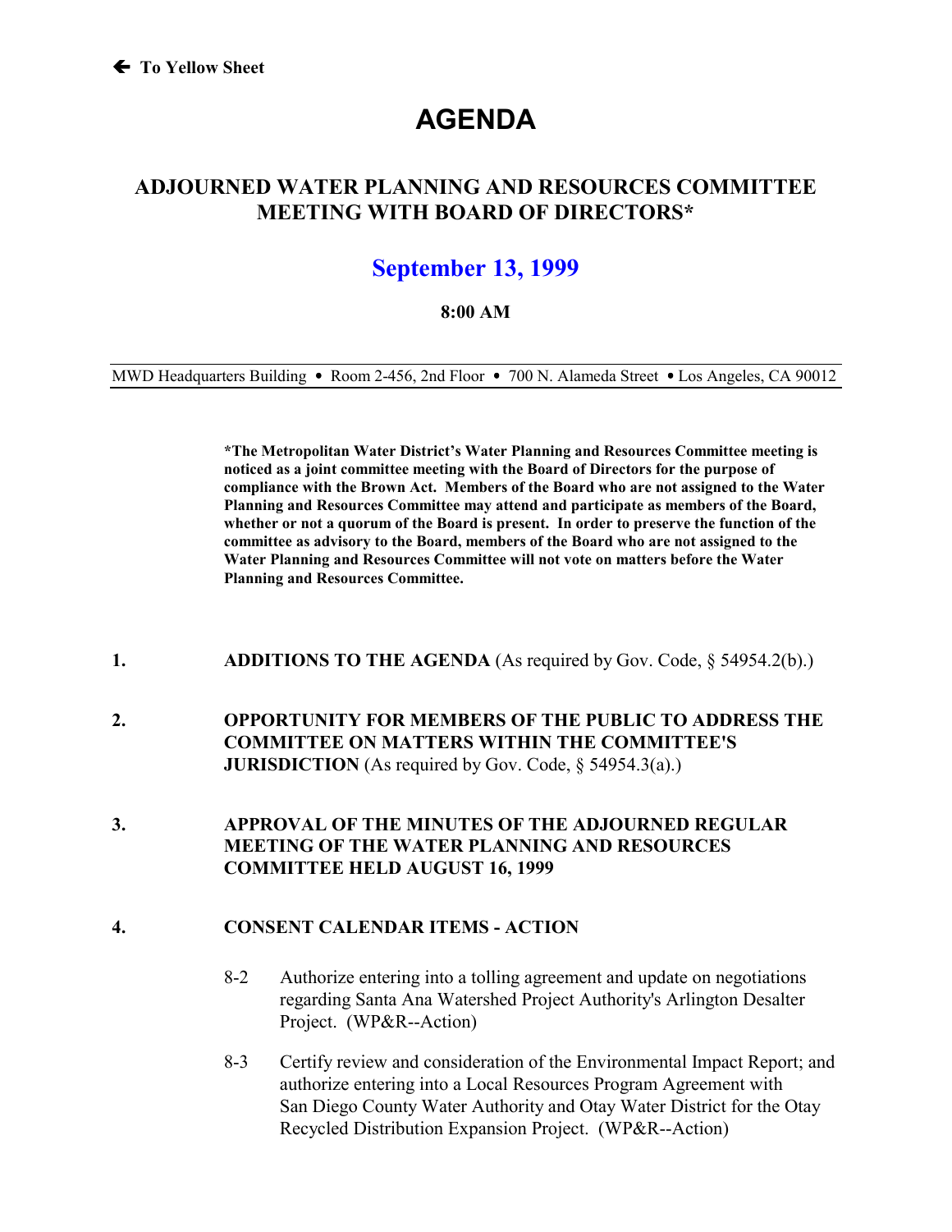🡐 To Yellow Sheet

# AGENDA

## ADJOURNED WATER PLANNING AND RESOURCES COMMITTEE MEETING WITH BOARD OF DIRECTORS*

## September 13, 1999

**8:00 AM**

MWD Headquarters Building • Room 2-456, 2nd Floor • 700 N. Alameda Street • Los Angeles, CA 90012

**\*The Metropolitan Water District's Water Planning and Resources Committee meeting is noticed as a joint committee meeting with the Board of Directors for the purpose of compliance with the Brown Act. Members of the Board who are not assigned to the Water Planning and Resources Committee may attend and participate as members of the Board, whether or not a quorum of the Board is present. In order to preserve the function of the committee as advisory to the Board, members of the Board who are not assigned to the Water Planning and Resources Committee will not vote on matters before the Water Planning and Resources Committee.**

**1.** **ADDITIONS TO THE AGENDA** (As required by Gov. Code, § 54954.2(b).)

**2.** **OPPORTUNITY FOR MEMBERS OF THE PUBLIC TO ADDRESS THE COMMITTEE ON MATTERS WITHIN THE COMMITTEE'S JURISDICTION** (As required by Gov. Code, § 54954.3(a).)

**3.** **APPROVAL OF THE MINUTES OF THE ADJOURNED REGULAR MEETING OF THE WATER PLANNING AND RESOURCES COMMITTEE HELD AUGUST 16, 1999**

**4.** **CONSENT CALENDAR ITEMS - ACTION**

8-2 Authorize entering into a tolling agreement and update on negotiations regarding Santa Ana Watershed Project Authority's Arlington Desalter Project. (WP&R--Action)

8-3 Certify review and consideration of the Environmental Impact Report; and authorize entering into a Local Resources Program Agreement with San Diego County Water Authority and Otay Water District for the Otay Recycled Distribution Expansion Project. (WP&R--Action)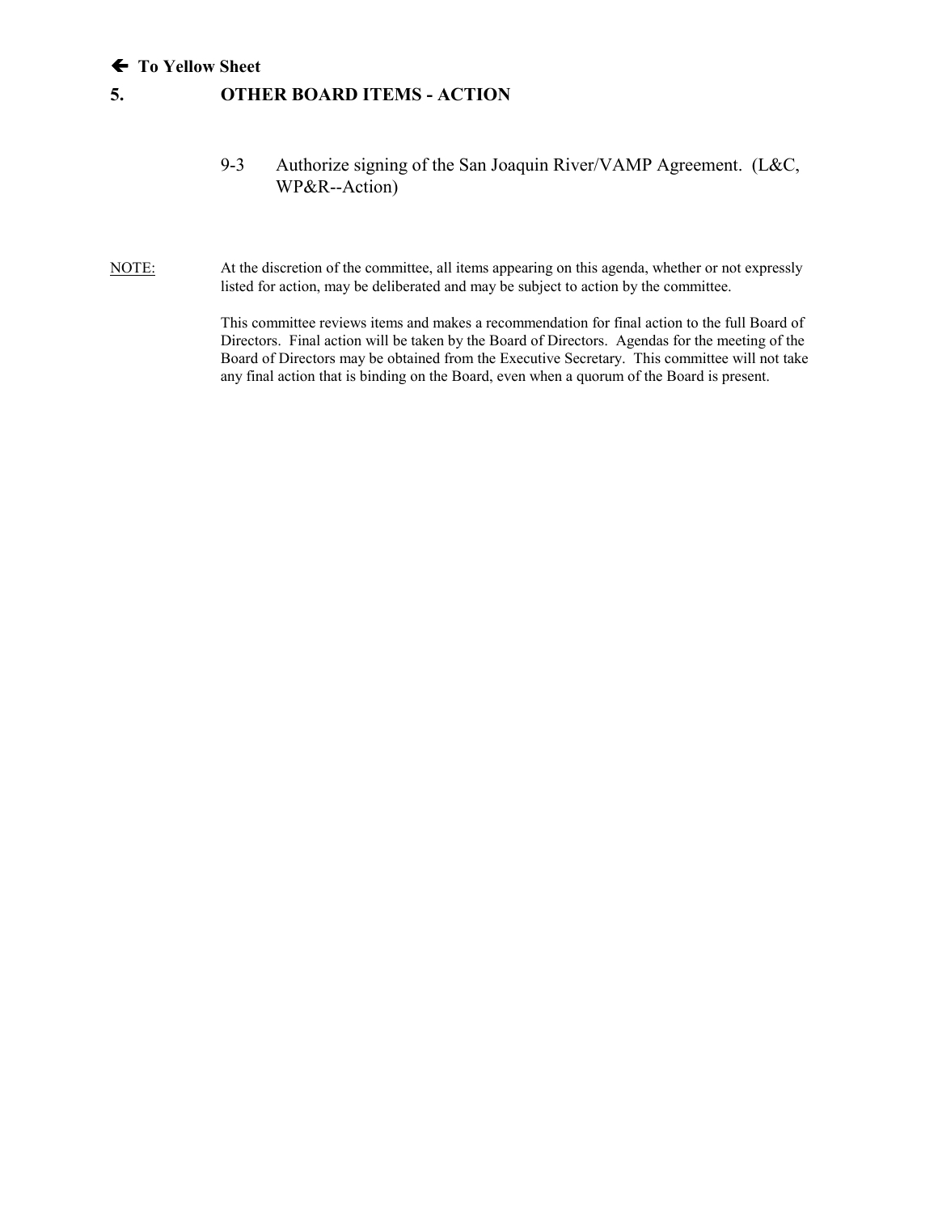🡐 **To Yellow Sheet**

## 5. OTHER BOARD ITEMS - ACTION

9-3 Authorize signing of the San Joaquin River/VAMP Agreement. (L&C, WP&R--Action)

NOTE: At the discretion of the committee, all items appearing on this agenda, whether or not expressly listed for action, may be deliberated and may be subject to action by the committee.

This committee reviews items and makes a recommendation for final action to the full Board of Directors. Final action will be taken by the Board of Directors. Agendas for the meeting of the Board of Directors may be obtained from the Executive Secretary. This committee will not take any final action that is binding on the Board, even when a quorum of the Board is present.